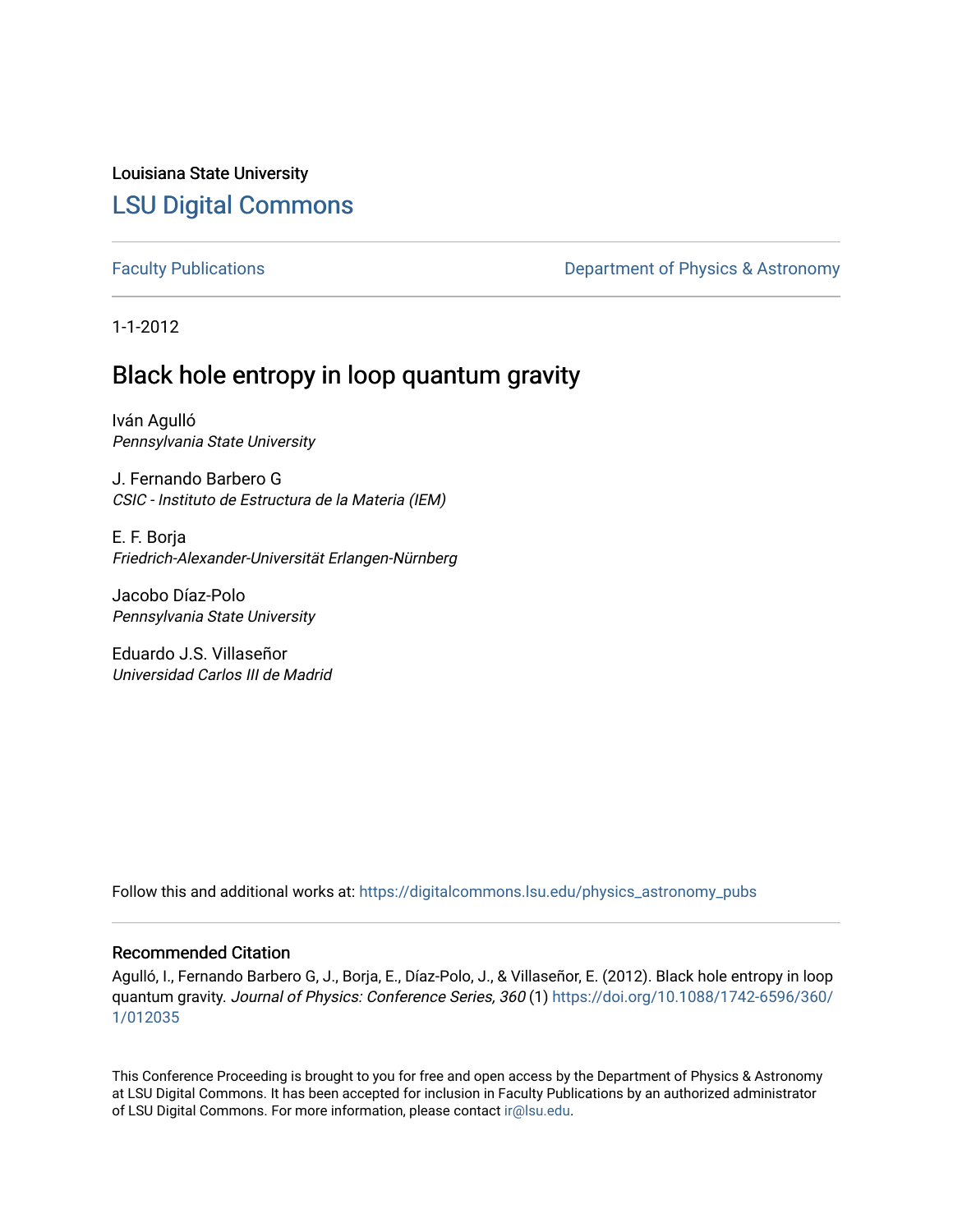Louisiana State University

# LSU Digital Commons

Faculty Publications

Department of Physics & Astronomy

1-1-2012

## Black hole entropy in loop quantum gravity

Iván Agulló
*Pennsylvania State University*

J. Fernando Barbero G
*CSIC - Instituto de Estructura de la Materia (IEM)*

E. F. Borja
*Friedrich-Alexander-Universität Erlangen-Nürnberg*

Jacobo Díaz-Polo
*Pennsylvania State University*

Eduardo J.S. Villaseñor
*Universidad Carlos III de Madrid*

Follow this and additional works at: https://digitalcommons.lsu.edu/physics_astronomy_pubs

### Recommended Citation

Agulló, I., Fernando Barbero G, J., Borja, E., Díaz-Polo, J., & Villaseñor, E. (2012). Black hole entropy in loop quantum gravity. *Journal of Physics: Conference Series, 360* (1) https://doi.org/10.1088/1742-6596/360/1/012035

This Conference Proceeding is brought to you for free and open access by the Department of Physics & Astronomy at LSU Digital Commons. It has been accepted for inclusion in Faculty Publications by an authorized administrator of LSU Digital Commons. For more information, please contact ir@lsu.edu.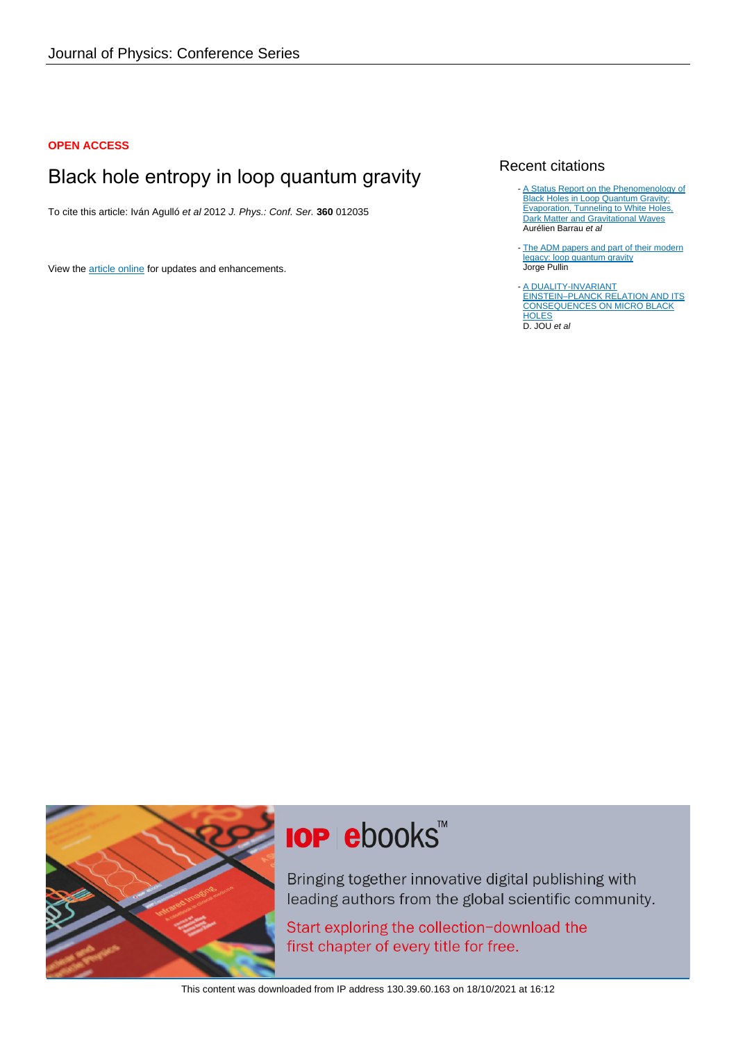Journal of Physics: Conference Series

**OPEN ACCESS**

# Black hole entropy in loop quantum gravity

To cite this article: Iván Agulló *et al* 2012 *J. Phys.: Conf. Ser.* **360** 012035

View the article online for updates and enhancements.

## Recent citations

- A Status Report on the Phenomenology of Black Holes in Loop Quantum Gravity: Evaporation, Tunneling to White Holes, Dark Matter and Gravitational Waves
  Aurélien Barrau *et al*
- The ADM papers and part of their modern legacy: loop quantum gravity
  Jorge Pullin
- A DUALITY-INVARIANT EINSTEIN–PLANCK RELATION AND ITS CONSEQUENCES ON MICRO BLACK HOLES
  D. JOU *et al*

IOP ebooks™

Bringing together innovative digital publishing with leading authors from the global scientific community.

Start exploring the collection–download the first chapter of every title for free.

This content was downloaded from IP address 130.39.60.163 on 18/10/2021 at 16:12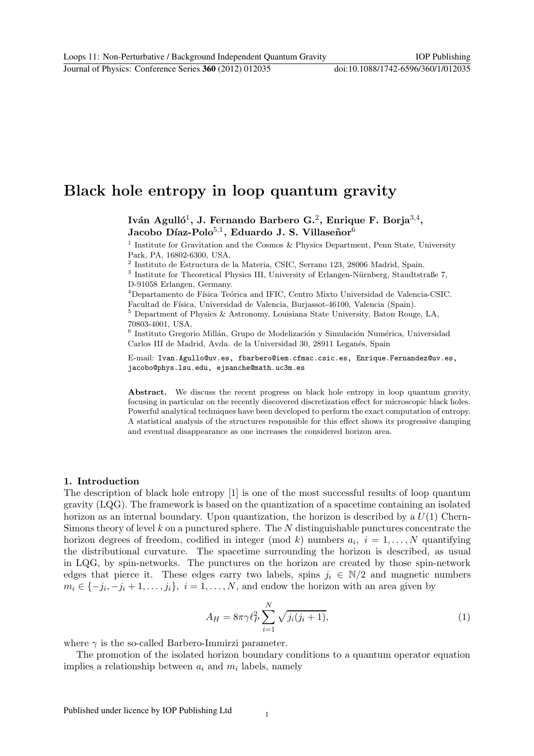# Black hole entropy in loop quantum gravity

**Iván Agulló[1], J. Fernando Barbero G.[2], Enrique F. Borja[3,4], Jacobo Díaz-Polo[5,1], Eduardo J. S. Villaseñor[6]**

[1] Institute for Gravitation and the Cosmos & Physics Department, Penn State, University Park, PA, 16802-6300, USA.

[2] Instituto de Estructura de la Materia, CSIC, Serrano 123, 28006 Madrid, Spain.

[3] Institute for Theoretical Physics III, University of Erlangen-Nürnberg, Staudtstraße 7, D-91058 Erlangen, Germany.

[4]Departamento de Física Teórica and IFIC, Centro Mixto Universidad de Valencia-CSIC. Facultad de Física, Universidad de Valencia, Burjassot-46100, Valencia (Spain).

[5] Department of Physics & Astronomy, Louisiana State University, Baton Rouge, LA, 70803-4001, USA.

[6] Instituto Gregorio Millán, Grupo de Modelización y Simulación Numérica, Universidad Carlos III de Madrid, Avda. de la Universidad 30, 28911 Leganés, Spain

E-mail: Ivan.Agullo@uv.es, fbarbero@iem.cfmac.csic.es, Enrique.Fernandez@uv.es, jacobo@phys.lsu.edu, ejsanche@math.uc3m.es

**Abstract.** We discuss the recent progress on black hole entropy in loop quantum gravity, focusing in particular on the recently discovered discretization effect for microscopic black holes. Powerful analytical techniques have been developed to perform the exact computation of entropy. A statistical analysis of the structures responsible for this effect shows its progressive damping and eventual disappearance as one increases the considered horizon area.

## 1. Introduction

The description of black hole entropy [1] is one of the most successful results of loop quantum gravity (LQG). The framework is based on the quantization of a spacetime containing an isolated horizon as an internal boundary. Upon quantization, the horizon is described by a $U(1)$ Chern-Simons theory of level $k$ on a punctured sphere. The $N$ distinguishable punctures concentrate the horizon degrees of freedom, codified in integer (mod $k$) numbers $a_i,\ i = 1, \ldots, N$ quantifying the distributional curvature. The spacetime surrounding the horizon is described, as usual in LQG, by spin-networks. The punctures on the horizon are created by those spin-network edges that pierce it. These edges carry two labels, spins $j_i \in \mathbb{N}/2$ and magnetic numbers $m_i \in \{-j_i, -j_i + 1, \ldots, j_i\},\ i = 1, \ldots, N$, and endow the horizon with an area given by

$$A_H = 8\pi\gamma\ell_P^2 \sum_{i=1}^{N} \sqrt{j_i(j_i + 1)}, \tag{1}$$

where $\gamma$ is the so-called Barbero-Immirzi parameter.

The promotion of the isolated horizon boundary conditions to a quantum operator equation implies a relationship between $a_i$ and $m_i$ labels, namely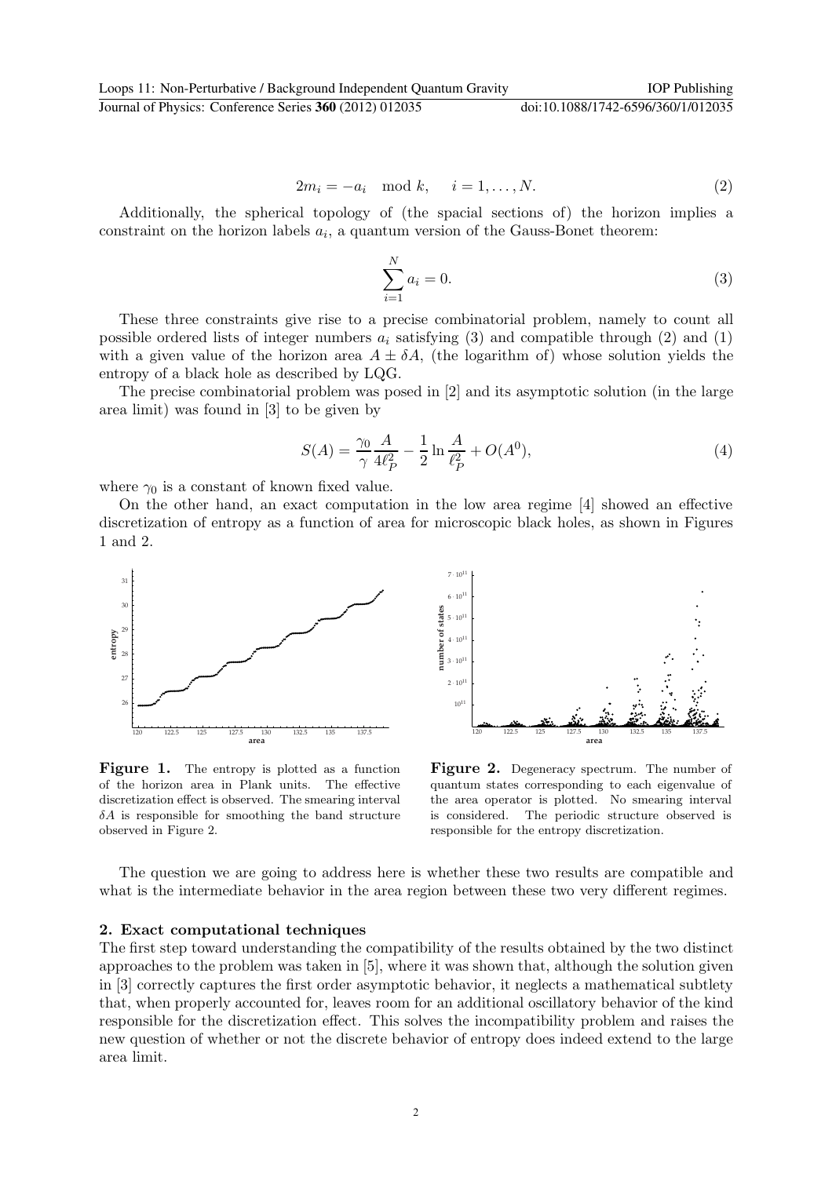$$2m_i = -a_i \mod k, \quad i = 1, \ldots, N. \tag{2}$$

Additionally, the spherical topology of (the spacial sections of) the horizon implies a constraint on the horizon labels $a_i$, a quantum version of the Gauss-Bonet theorem:

$$\sum_{i=1}^{N} a_i = 0. \tag{3}$$

These three constraints give rise to a precise combinatorial problem, namely to count all possible ordered lists of integer numbers $a_i$ satisfying (3) and compatible through (2) and (1) with a given value of the horizon area $A \pm \delta A$, (the logarithm of) whose solution yields the entropy of a black hole as described by LQG.

The precise combinatorial problem was posed in [2] and its asymptotic solution (in the large area limit) was found in [3] to be given by

$$S(A) = \frac{\gamma_0}{\gamma} \frac{A}{4\ell_P^2} - \frac{1}{2} \ln \frac{A}{\ell_P^2} + O(A^0), \tag{4}$$

where $\gamma_0$ is a constant of known fixed value.

On the other hand, an exact computation in the low area regime [4] showed an effective discretization of entropy as a function of area for microscopic black holes, as shown in Figures 1 and 2.

**Figure 1.** The entropy is plotted as a function of the horizon area in Plank units. The effective discretization effect is observed. The smearing interval $\delta A$ is responsible for smoothing the band structure observed in Figure 2.

**Figure 2.** Degeneracy spectrum. The number of quantum states corresponding to each eigenvalue of the area operator is plotted. No smearing interval is considered. The periodic structure observed is responsible for the entropy discretization.

The question we are going to address here is whether these two results are compatible and what is the intermediate behavior in the area region between these two very different regimes.

## 2. Exact computational techniques

The first step toward understanding the compatibility of the results obtained by the two distinct approaches to the problem was taken in [5], where it was shown that, although the solution given in [3] correctly captures the first order asymptotic behavior, it neglects a mathematical subtlety that, when properly accounted for, leaves room for an additional oscillatory behavior of the kind responsible for the discretization effect. This solves the incompatibility problem and raises the new question of whether or not the discrete behavior of entropy does indeed extend to the large area limit.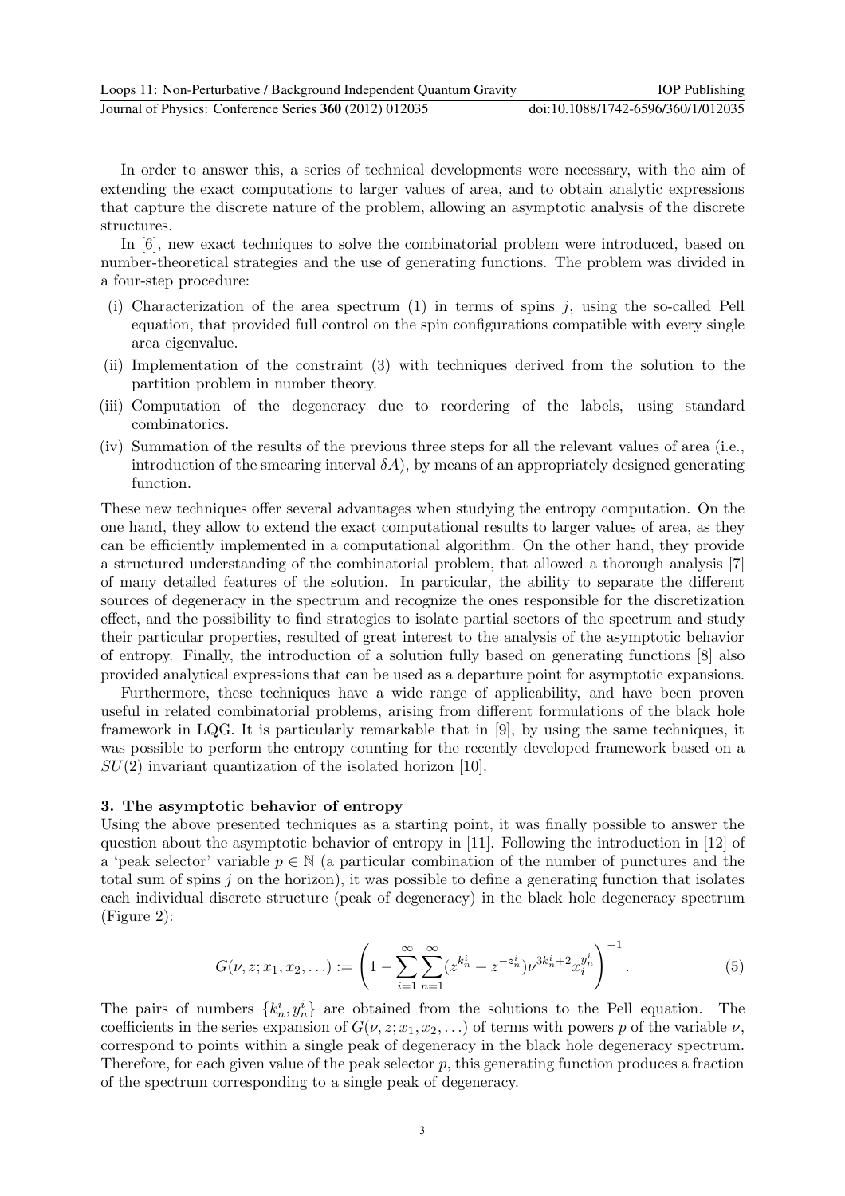In order to answer this, a series of technical developments were necessary, with the aim of extending the exact computations to larger values of area, and to obtain analytic expressions that capture the discrete nature of the problem, allowing an asymptotic analysis of the discrete structures.

In [6], new exact techniques to solve the combinatorial problem were introduced, based on number-theoretical strategies and the use of generating functions. The problem was divided in a four-step procedure:

(i) Characterization of the area spectrum (1) in terms of spins $j$, using the so-called Pell equation, that provided full control on the spin configurations compatible with every single area eigenvalue.

(ii) Implementation of the constraint (3) with techniques derived from the solution to the partition problem in number theory.

(iii) Computation of the degeneracy due to reordering of the labels, using standard combinatorics.

(iv) Summation of the results of the previous three steps for all the relevant values of area (i.e., introduction of the smearing interval $\delta A$), by means of an appropriately designed generating function.

These new techniques offer several advantages when studying the entropy computation. On the one hand, they allow to extend the exact computational results to larger values of area, as they can be efficiently implemented in a computational algorithm. On the other hand, they provide a structured understanding of the combinatorial problem, that allowed a thorough analysis [7] of many detailed features of the solution. In particular, the ability to separate the different sources of degeneracy in the spectrum and recognize the ones responsible for the discretization effect, and the possibility to find strategies to isolate partial sectors of the spectrum and study their particular properties, resulted of great interest to the analysis of the asymptotic behavior of entropy. Finally, the introduction of a solution fully based on generating functions [8] also provided analytical expressions that can be used as a departure point for asymptotic expansions.

Furthermore, these techniques have a wide range of applicability, and have been proven useful in related combinatorial problems, arising from different formulations of the black hole framework in LQG. It is particularly remarkable that in [9], by using the same techniques, it was possible to perform the entropy counting for the recently developed framework based on a $SU(2)$ invariant quantization of the isolated horizon [10].

## 3. The asymptotic behavior of entropy

Using the above presented techniques as a starting point, it was finally possible to answer the question about the asymptotic behavior of entropy in [11]. Following the introduction in [12] of a 'peak selector' variable $p \in \mathbb{N}$ (a particular combination of the number of punctures and the total sum of spins $j$ on the horizon), it was possible to define a generating function that isolates each individual discrete structure (peak of degeneracy) in the black hole degeneracy spectrum (Figure 2):

$$G(\nu, z; x_1, x_2, \ldots) := \left(1 - \sum_{i=1}^{\infty} \sum_{n=1}^{\infty} (z^{k_n^i} + z^{-z_n^i}) \nu^{3k_n^i + 2} x_i^{y_n^i}\right)^{-1}. \tag{5}$$

The pairs of numbers $\{k_n^i, y_n^i\}$ are obtained from the solutions to the Pell equation. The coefficients in the series expansion of $G(\nu, z; x_1, x_2, \ldots)$ of terms with powers $p$ of the variable $\nu$, correspond to points within a single peak of degeneracy in the black hole degeneracy spectrum. Therefore, for each given value of the peak selector $p$, this generating function produces a fraction of the spectrum corresponding to a single peak of degeneracy.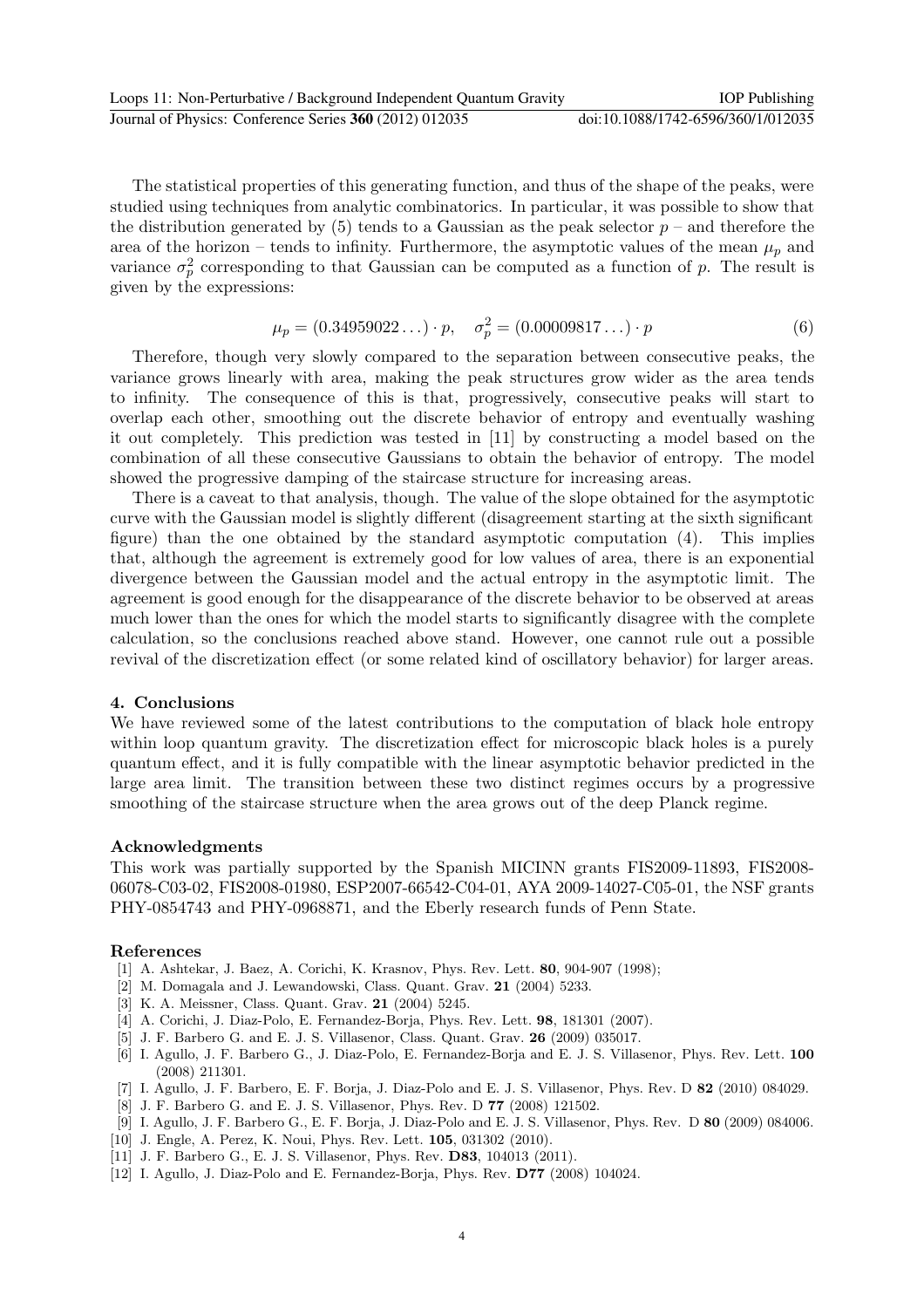The statistical properties of this generating function, and thus of the shape of the peaks, were studied using techniques from analytic combinatorics. In particular, it was possible to show that the distribution generated by (5) tends to a Gaussian as the peak selector $p$ – and therefore the area of the horizon – tends to infinity. Furthermore, the asymptotic values of the mean $\mu_p$ and variance $\sigma_p^2$ corresponding to that Gaussian can be computed as a function of $p$. The result is given by the expressions:

$$\mu_p = (0.34959022\ldots) \cdot p, \quad \sigma_p^2 = (0.00009817\ldots) \cdot p \tag{6}$$

Therefore, though very slowly compared to the separation between consecutive peaks, the variance grows linearly with area, making the peak structures grow wider as the area tends to infinity. The consequence of this is that, progressively, consecutive peaks will start to overlap each other, smoothing out the discrete behavior of entropy and eventually washing it out completely. This prediction was tested in [11] by constructing a model based on the combination of all these consecutive Gaussians to obtain the behavior of entropy. The model showed the progressive damping of the staircase structure for increasing areas.

There is a caveat to that analysis, though. The value of the slope obtained for the asymptotic curve with the Gaussian model is slightly different (disagreement starting at the sixth significant figure) than the one obtained by the standard asymptotic computation (4). This implies that, although the agreement is extremely good for low values of area, there is an exponential divergence between the Gaussian model and the actual entropy in the asymptotic limit. The agreement is good enough for the disappearance of the discrete behavior to be observed at areas much lower than the ones for which the model starts to significantly disagree with the complete calculation, so the conclusions reached above stand. However, one cannot rule out a possible revival of the discretization effect (or some related kind of oscillatory behavior) for larger areas.

## 4. Conclusions

We have reviewed some of the latest contributions to the computation of black hole entropy within loop quantum gravity. The discretization effect for microscopic black holes is a purely quantum effect, and it is fully compatible with the linear asymptotic behavior predicted in the large area limit. The transition between these two distinct regimes occurs by a progressive smoothing of the staircase structure when the area grows out of the deep Planck regime.

## Acknowledgments

This work was partially supported by the Spanish MICINN grants FIS2009-11893, FIS2008-06078-C03-02, FIS2008-01980, ESP2007-66542-C04-01, AYA 2009-14027-C05-01, the NSF grants PHY-0854743 and PHY-0968871, and the Eberly research funds of Penn State.

## References

[1] A. Ashtekar, J. Baez, A. Corichi, K. Krasnov, Phys. Rev. Lett. **80**, 904-907 (1998);

[2] M. Domagala and J. Lewandowski, Class. Quant. Grav. **21** (2004) 5233.

[3] K. A. Meissner, Class. Quant. Grav. **21** (2004) 5245.

[4] A. Corichi, J. Diaz-Polo, E. Fernandez-Borja, Phys. Rev. Lett. **98**, 181301 (2007).

[5] J. F. Barbero G. and E. J. S. Villasenor, Class. Quant. Grav. **26** (2009) 035017.

[6] I. Agullo, J. F. Barbero G., J. Diaz-Polo, E. Fernandez-Borja and E. J. S. Villasenor, Phys. Rev. Lett. **100** (2008) 211301.

[7] I. Agullo, J. F. Barbero, E. F. Borja, J. Diaz-Polo and E. J. S. Villasenor, Phys. Rev. D **82** (2010) 084029.

[8] J. F. Barbero G. and E. J. S. Villasenor, Phys. Rev. D **77** (2008) 121502.

[9] I. Agullo, J. F. Barbero G., E. F. Borja, J. Diaz-Polo and E. J. S. Villasenor, Phys. Rev. D **80** (2009) 084006.

[10] J. Engle, A. Perez, K. Noui, Phys. Rev. Lett. **105**, 031302 (2010).

[11] J. F. Barbero G., E. J. S. Villasenor, Phys. Rev. **D83**, 104013 (2011).

[12] I. Agullo, J. Diaz-Polo and E. Fernandez-Borja, Phys. Rev. **D77** (2008) 104024.